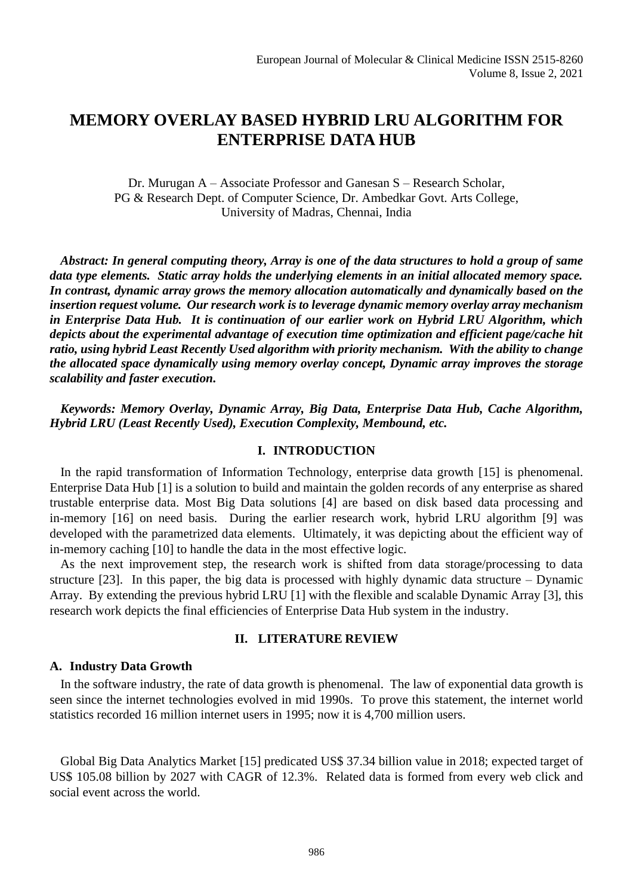# MEMORY OVERLAY BASED HYBRID LRU ALGORITHM FOR ENTERPRISE DATA HUB

Dr. Murugan A – Associate Professor and Ganesan S – Research Scholar,
PG & Research Dept. of Computer Science, Dr. Ambedkar Govt. Arts College,
University of Madras, Chennai, India

***Abstract: In general computing theory, Array is one of the data structures to hold a group of same data type elements. Static array holds the underlying elements in an initial allocated memory space. In contrast, dynamic array grows the memory allocation automatically and dynamically based on the insertion request volume. Our research work is to leverage dynamic memory overlay array mechanism in Enterprise Data Hub. It is continuation of our earlier work on Hybrid LRU Algorithm, which depicts about the experimental advantage of execution time optimization and efficient page/cache hit ratio, using hybrid Least Recently Used algorithm with priority mechanism. With the ability to change the allocated space dynamically using memory overlay concept, Dynamic array improves the storage scalability and faster execution.***

***Keywords: Memory Overlay, Dynamic Array, Big Data, Enterprise Data Hub, Cache Algorithm, Hybrid LRU (Least Recently Used), Execution Complexity, Membound, etc.***

## I. INTRODUCTION

In the rapid transformation of Information Technology, enterprise data growth [15] is phenomenal. Enterprise Data Hub [1] is a solution to build and maintain the golden records of any enterprise as shared trustable enterprise data. Most Big Data solutions [4] are based on disk based data processing and in-memory [16] on need basis. During the earlier research work, hybrid LRU algorithm [9] was developed with the parametrized data elements. Ultimately, it was depicting about the efficient way of in-memory caching [10] to handle the data in the most effective logic.

As the next improvement step, the research work is shifted from data storage/processing to data structure [23]. In this paper, the big data is processed with highly dynamic data structure – Dynamic Array. By extending the previous hybrid LRU [1] with the flexible and scalable Dynamic Array [3], this research work depicts the final efficiencies of Enterprise Data Hub system in the industry.

## II. LITERATURE REVIEW

### A. Industry Data Growth

In the software industry, the rate of data growth is phenomenal. The law of exponential data growth is seen since the internet technologies evolved in mid 1990s. To prove this statement, the internet world statistics recorded 16 million internet users in 1995; now it is 4,700 million users.

Global Big Data Analytics Market [15] predicated US$ 37.34 billion value in 2018; expected target of US$ 105.08 billion by 2027 with CAGR of 12.3%. Related data is formed from every web click and social event across the world.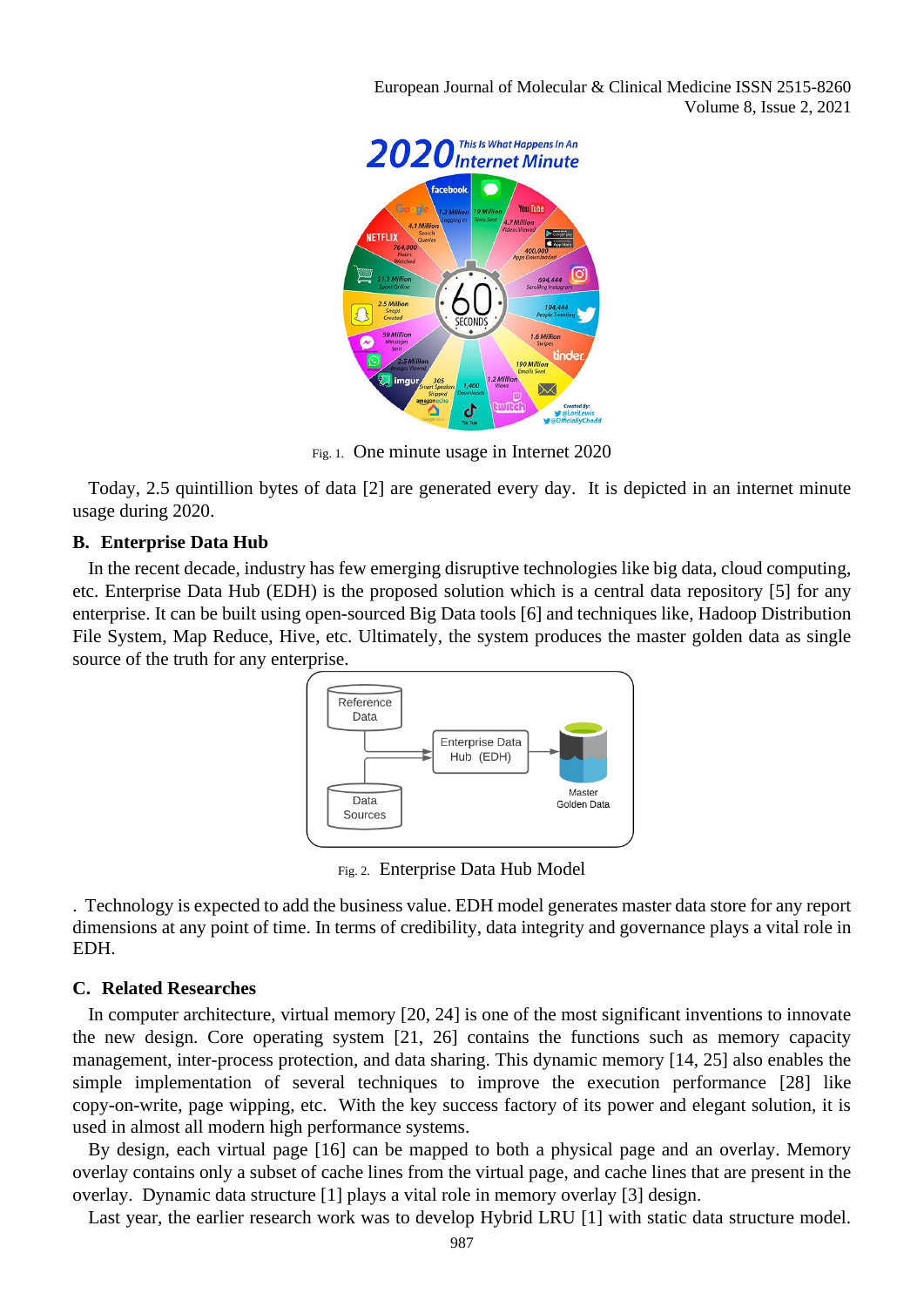Fig. 1. One minute usage in Internet 2020

Today, 2.5 quintillion bytes of data [2] are generated every day. It is depicted in an internet minute usage during 2020.

## B. Enterprise Data Hub

In the recent decade, industry has few emerging disruptive technologies like big data, cloud computing, etc. Enterprise Data Hub (EDH) is the proposed solution which is a central data repository [5] for any enterprise. It can be built using open-sourced Big Data tools [6] and techniques like, Hadoop Distribution File System, Map Reduce, Hive, etc. Ultimately, the system produces the master golden data as single source of the truth for any enterprise.

Fig. 2. Enterprise Data Hub Model

. Technology is expected to add the business value. EDH model generates master data store for any report dimensions at any point of time. In terms of credibility, data integrity and governance plays a vital role in EDH.

## C. Related Researches

In computer architecture, virtual memory [20, 24] is one of the most significant inventions to innovate the new design. Core operating system [21, 26] contains the functions such as memory capacity management, inter-process protection, and data sharing. This dynamic memory [14, 25] also enables the simple implementation of several techniques to improve the execution performance [28] like copy-on-write, page wipping, etc. With the key success factory of its power and elegant solution, it is used in almost all modern high performance systems.

By design, each virtual page [16] can be mapped to both a physical page and an overlay. Memory overlay contains only a subset of cache lines from the virtual page, and cache lines that are present in the overlay. Dynamic data structure [1] plays a vital role in memory overlay [3] design.

Last year, the earlier research work was to develop Hybrid LRU [1] with static data structure model.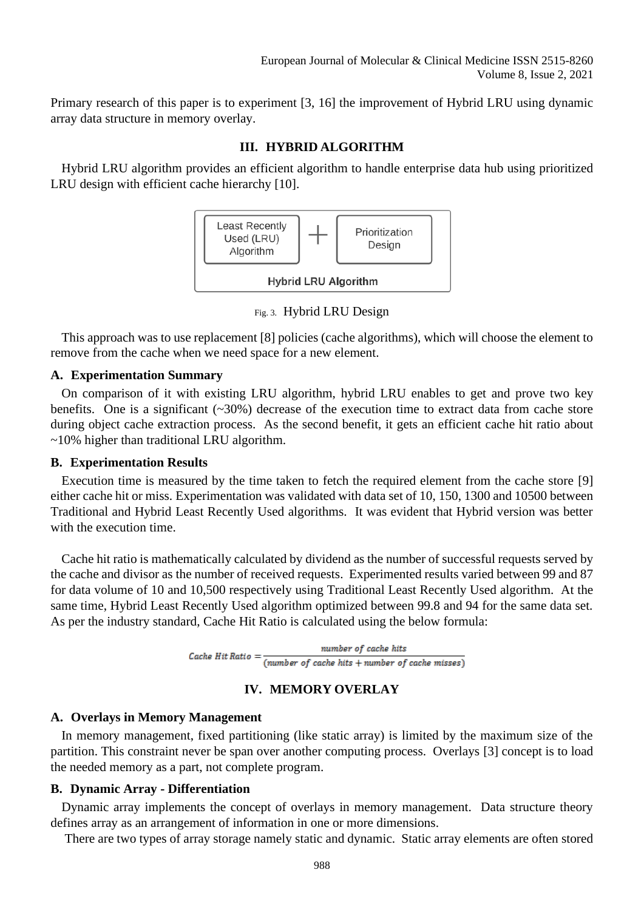Primary research of this paper is to experiment [3, 16] the improvement of Hybrid LRU using dynamic array data structure in memory overlay.

## III. HYBRID ALGORITHM

Hybrid LRU algorithm provides an efficient algorithm to handle enterprise data hub using prioritized LRU design with efficient cache hierarchy [10].

Least Recently Used (LRU) Algorithm + Prioritization Design

Hybrid LRU Algorithm

Fig. 3. Hybrid LRU Design

This approach was to use replacement [8] policies (cache algorithms), which will choose the element to remove from the cache when we need space for a new element.

### A. Experimentation Summary

On comparison of it with existing LRU algorithm, hybrid LRU enables to get and prove two key benefits. One is a significant (~30%) decrease of the execution time to extract data from cache store during object cache extraction process. As the second benefit, it gets an efficient cache hit ratio about ~10% higher than traditional LRU algorithm.

### B. Experimentation Results

Execution time is measured by the time taken to fetch the required element from the cache store [9] either cache hit or miss. Experimentation was validated with data set of 10, 150, 1300 and 10500 between Traditional and Hybrid Least Recently Used algorithms. It was evident that Hybrid version was better with the execution time.

Cache hit ratio is mathematically calculated by dividend as the number of successful requests served by the cache and divisor as the number of received requests. Experimented results varied between 99 and 87 for data volume of 10 and 10,500 respectively using Traditional Least Recently Used algorithm. At the same time, Hybrid Least Recently Used algorithm optimized between 99.8 and 94 for the same data set. As per the industry standard, Cache Hit Ratio is calculated using the below formula:

$$Cache\ Hit\ Ratio = \frac{number\ of\ cache\ hits}{(number\ of\ cache\ hits + number\ of\ cache\ misses)}$$

## IV. MEMORY OVERLAY

### A. Overlays in Memory Management

In memory management, fixed partitioning (like static array) is limited by the maximum size of the partition. This constraint never be span over another computing process. Overlays [3] concept is to load the needed memory as a part, not complete program.

### B. Dynamic Array - Differentiation

Dynamic array implements the concept of overlays in memory management. Data structure theory defines array as an arrangement of information in one or more dimensions.

There are two types of array storage namely static and dynamic. Static array elements are often stored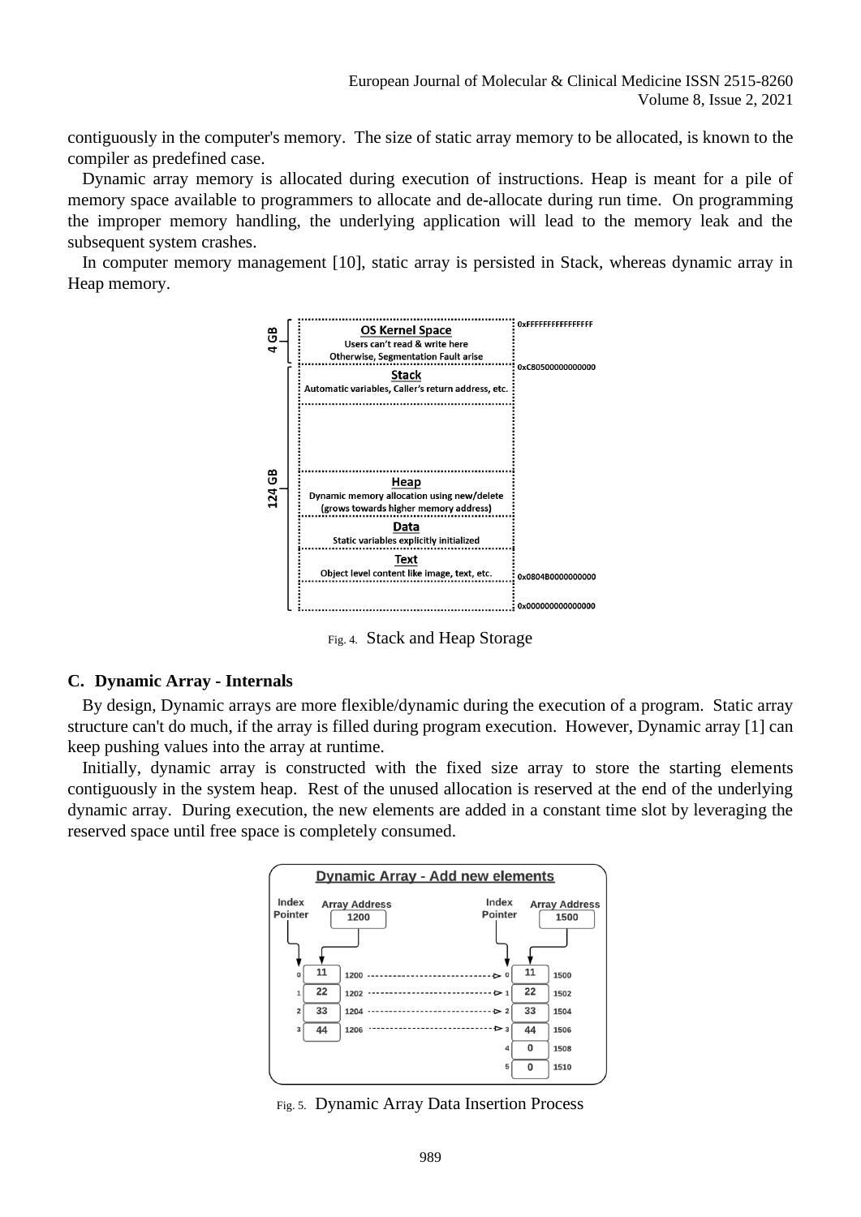contiguously in the computer's memory. The size of static array memory to be allocated, is known to the compiler as predefined case.

Dynamic array memory is allocated during execution of instructions. Heap is meant for a pile of memory space available to programmers to allocate and de-allocate during run time. On programming the improper memory handling, the underlying application will lead to the memory leak and the subsequent system crashes.

In computer memory management [10], static array is persisted in Stack, whereas dynamic array in Heap memory.

Fig. 4. Stack and Heap Storage

### C. Dynamic Array - Internals

By design, Dynamic arrays are more flexible/dynamic during the execution of a program. Static array structure can't do much, if the array is filled during program execution. However, Dynamic array [1] can keep pushing values into the array at runtime.

Initially, dynamic array is constructed with the fixed size array to store the starting elements contiguously in the system heap. Rest of the unused allocation is reserved at the end of the underlying dynamic array. During execution, the new elements are added in a constant time slot by leveraging the reserved space until free space is completely consumed.

Fig. 5. Dynamic Array Data Insertion Process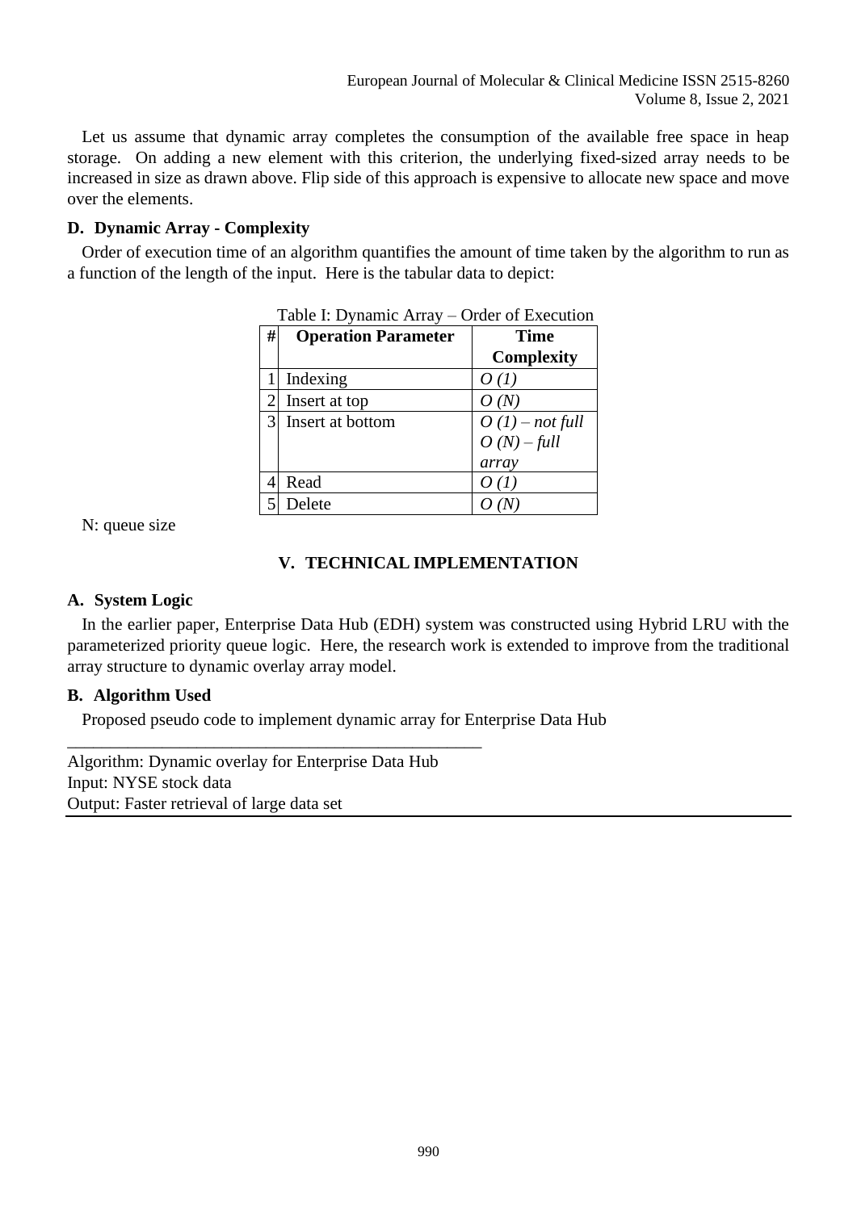Let us assume that dynamic array completes the consumption of the available free space in heap storage. On adding a new element with this criterion, the underlying fixed-sized array needs to be increased in size as drawn above. Flip side of this approach is expensive to allocate new space and move over the elements.

### D. Dynamic Array - Complexity

Order of execution time of an algorithm quantifies the amount of time taken by the algorithm to run as a function of the length of the input. Here is the tabular data to depict:

Table I: Dynamic Array – Order of Execution

| # | Operation Parameter | Time Complexity |
|---|---|---|
| 1 | Indexing | *O (1)* |
| 2 | Insert at top | *O (N)* |
| 3 | Insert at bottom | *O (1) – not full* *O (N) – full array* |
| 4 | Read | *O (1)* |
| 5 | Delete | *O (N)* |

N: queue size

## V. TECHNICAL IMPLEMENTATION

### A. System Logic

In the earlier paper, Enterprise Data Hub (EDH) system was constructed using Hybrid LRU with the parameterized priority queue logic. Here, the research work is extended to improve from the traditional array structure to dynamic overlay array model.

### B. Algorithm Used

Proposed pseudo code to implement dynamic array for Enterprise Data Hub

---

Algorithm: Dynamic overlay for Enterprise Data Hub
Input: NYSE stock data
Output: Faster retrieval of large data set

---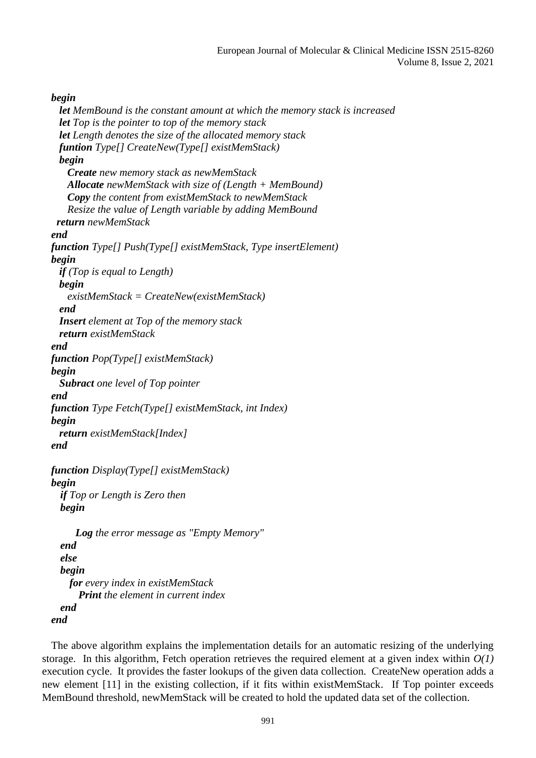```
begin
  let MemBound is the constant amount at which the memory stack is increased
  let Top is the pointer to top of the memory stack
  let Length denotes the size of the allocated memory stack
  funtion Type[] CreateNew(Type[] existMemStack)
  begin
    Create new memory stack as newMemStack
    Allocate newMemStack with size of (Length + MemBound)
    Copy the content from existMemStack to newMemStack
    Resize the value of Length variable by adding MemBound
  return newMemStack
end
function Type[] Push(Type[] existMemStack, Type insertElement)
begin
  if (Top is equal to Length)
  begin
    existMemStack = CreateNew(existMemStack)
  end
  Insert element at Top of the memory stack
  return existMemStack
end
function Pop(Type[] existMemStack)
begin
  Subract one level of Top pointer
end
function Type Fetch(Type[] existMemStack, int Index)
begin
  return existMemStack[Index]
end

function Display(Type[] existMemStack)
begin
  if Top or Length is Zero then
  begin

      Log the error message as "Empty Memory"
  end
  else
  begin
    for every index in existMemStack
      Print the element in current index
  end
end
```

The above algorithm explains the implementation details for an automatic resizing of the underlying storage. In this algorithm, Fetch operation retrieves the required element at a given index within *O(1)* execution cycle. It provides the faster lookups of the given data collection. CreateNew operation adds a new element [11] in the existing collection, if it fits within existMemStack. If Top pointer exceeds MemBound threshold, newMemStack will be created to hold the updated data set of the collection.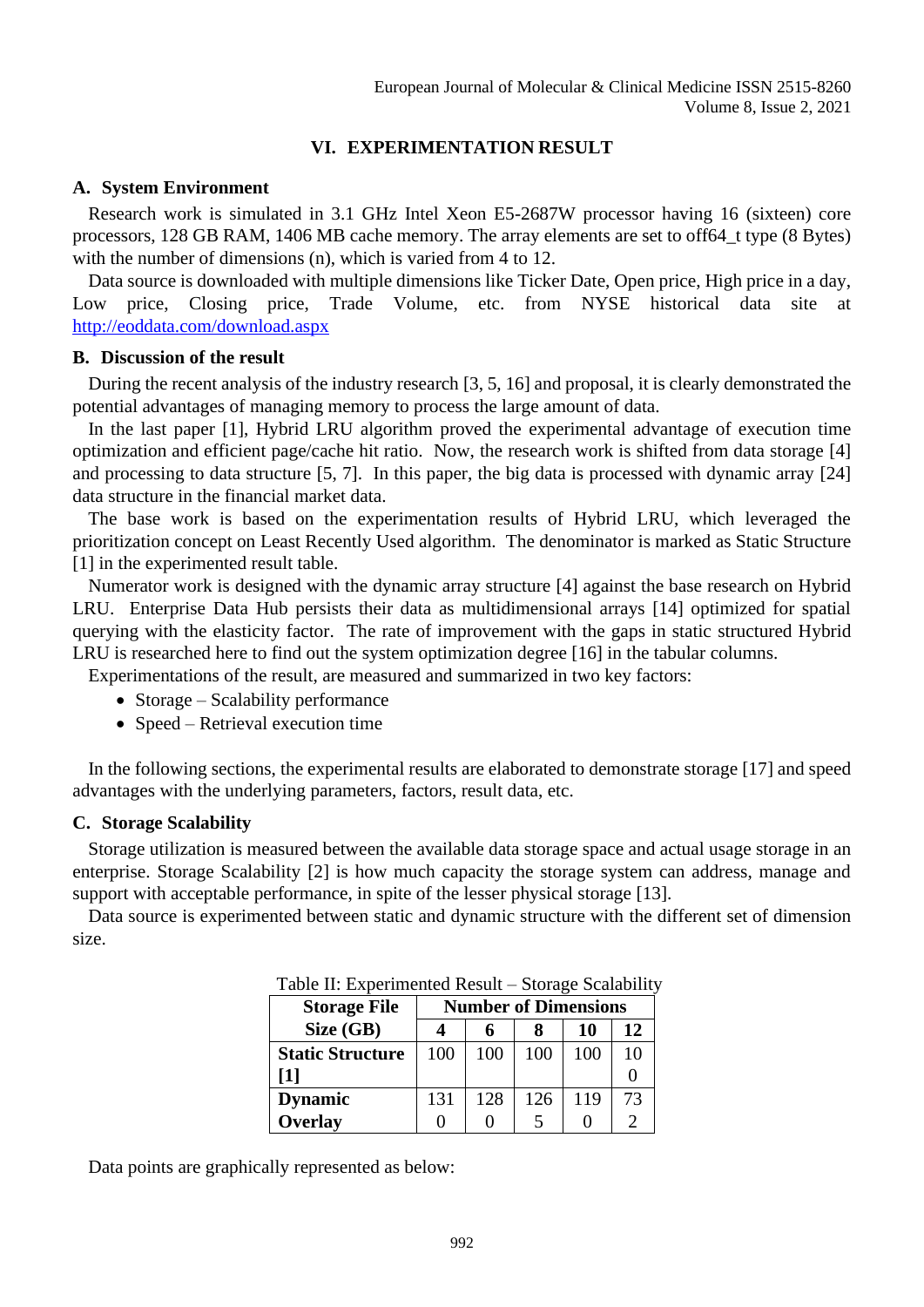## VI. EXPERIMENTATION RESULT

### A. System Environment

Research work is simulated in 3.1 GHz Intel Xeon E5-2687W processor having 16 (sixteen) core processors, 128 GB RAM, 1406 MB cache memory. The array elements are set to off64_t type (8 Bytes) with the number of dimensions (n), which is varied from 4 to 12.

Data source is downloaded with multiple dimensions like Ticker Date, Open price, High price in a day, Low price, Closing price, Trade Volume, etc. from NYSE historical data site at http://eoddata.com/download.aspx

### B. Discussion of the result

During the recent analysis of the industry research [3, 5, 16] and proposal, it is clearly demonstrated the potential advantages of managing memory to process the large amount of data.

In the last paper [1], Hybrid LRU algorithm proved the experimental advantage of execution time optimization and efficient page/cache hit ratio. Now, the research work is shifted from data storage [4] and processing to data structure [5, 7]. In this paper, the big data is processed with dynamic array [24] data structure in the financial market data.

The base work is based on the experimentation results of Hybrid LRU, which leveraged the prioritization concept on Least Recently Used algorithm. The denominator is marked as Static Structure [1] in the experimented result table.

Numerator work is designed with the dynamic array structure [4] against the base research on Hybrid LRU. Enterprise Data Hub persists their data as multidimensional arrays [14] optimized for spatial querying with the elasticity factor. The rate of improvement with the gaps in static structured Hybrid LRU is researched here to find out the system optimization degree [16] in the tabular columns.

Experimentations of the result, are measured and summarized in two key factors:

- Storage – Scalability performance
- Speed – Retrieval execution time

In the following sections, the experimental results are elaborated to demonstrate storage [17] and speed advantages with the underlying parameters, factors, result data, etc.

### C. Storage Scalability

Storage utilization is measured between the available data storage space and actual usage storage in an enterprise. Storage Scalability [2] is how much capacity the storage system can address, manage and support with acceptable performance, in spite of the lesser physical storage [13].

Data source is experimented between static and dynamic structure with the different set of dimension size.

Table II: Experimented Result – Storage Scalability

| Storage File Size (GB) | Number of Dimensions | | | | |
|---|---|---|---|---|---|
| | **4** | **6** | **8** | **10** | **12** |
| **Static Structure [1]** | 100 | 100 | 100 | 100 | 100 |
| **Dynamic Overlay** | 1310 | 1280 | 1265 | 1190 | 732 |

Data points are graphically represented as below: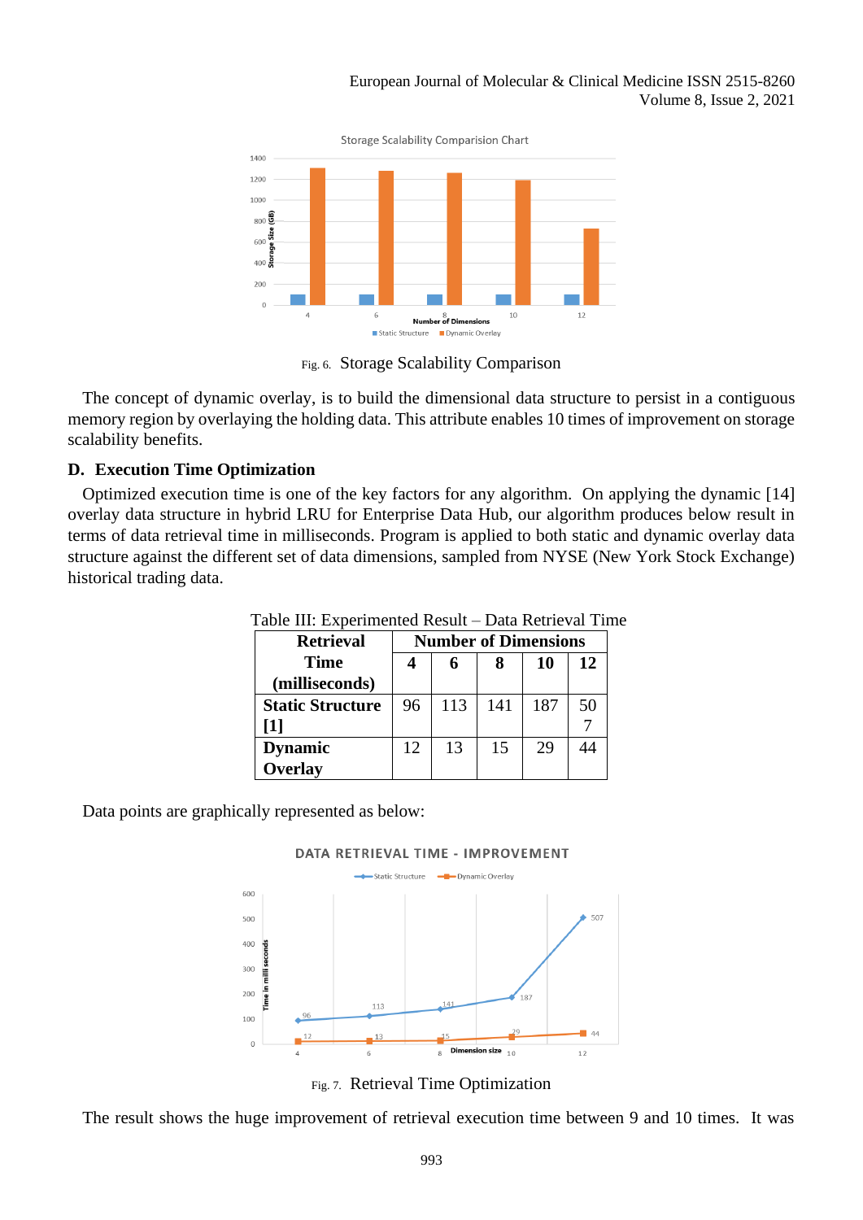Fig. 6. Storage Scalability Comparison

The concept of dynamic overlay, is to build the dimensional data structure to persist in a contiguous memory region by overlaying the holding data. This attribute enables 10 times of improvement on storage scalability benefits.

### D. Execution Time Optimization

Optimized execution time is one of the key factors for any algorithm. On applying the dynamic [14] overlay data structure in hybrid LRU for Enterprise Data Hub, our algorithm produces below result in terms of data retrieval time in milliseconds. Program is applied to both static and dynamic overlay data structure against the different set of data dimensions, sampled from NYSE (New York Stock Exchange) historical trading data.

Table III: Experimented Result – Data Retrieval Time

| Retrieval Time (milliseconds) | Number of Dimensions | | | | |
|---|---|---|---|---|---|
| | 4 | 6 | 8 | 10 | 12 |
| **Static Structure [1]** | 96 | 113 | 141 | 187 | 507 |
| **Dynamic Overlay** | 12 | 13 | 15 | 29 | 44 |

Data points are graphically represented as below:

Fig. 7. Retrieval Time Optimization

The result shows the huge improvement of retrieval execution time between 9 and 10 times. It was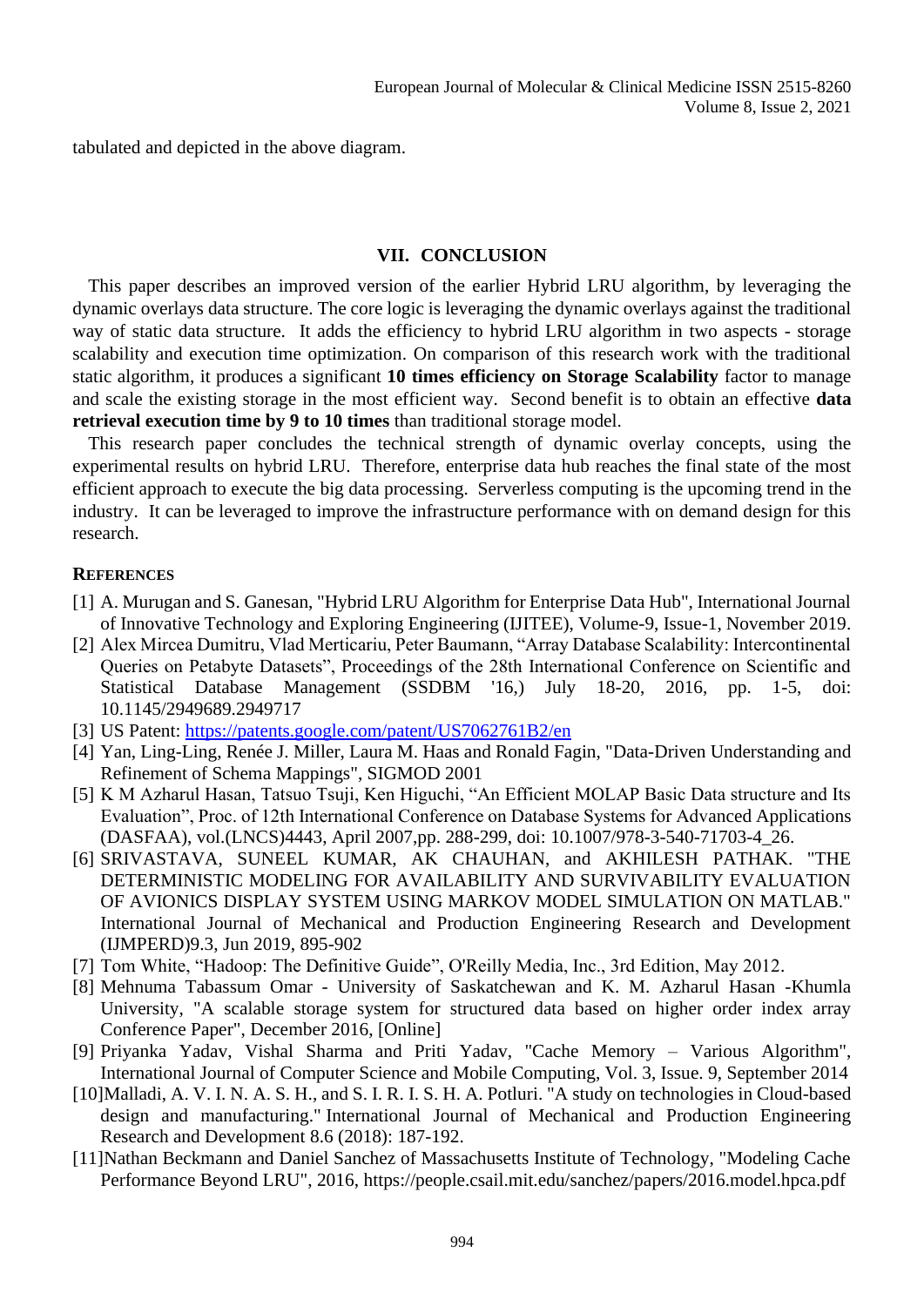tabulated and depicted in the above diagram.

## VII. CONCLUSION

This paper describes an improved version of the earlier Hybrid LRU algorithm, by leveraging the dynamic overlays data structure. The core logic is leveraging the dynamic overlays against the traditional way of static data structure. It adds the efficiency to hybrid LRU algorithm in two aspects - storage scalability and execution time optimization. On comparison of this research work with the traditional static algorithm, it produces a significant **10 times efficiency on Storage Scalability** factor to manage and scale the existing storage in the most efficient way. Second benefit is to obtain an effective **data retrieval execution time by 9 to 10 times** than traditional storage model.

This research paper concludes the technical strength of dynamic overlay concepts, using the experimental results on hybrid LRU. Therefore, enterprise data hub reaches the final state of the most efficient approach to execute the big data processing. Serverless computing is the upcoming trend in the industry. It can be leveraged to improve the infrastructure performance with on demand design for this research.

### REFERENCES

[1] A. Murugan and S. Ganesan, "Hybrid LRU Algorithm for Enterprise Data Hub", International Journal of Innovative Technology and Exploring Engineering (IJITEE), Volume-9, Issue-1, November 2019.

[2] Alex Mircea Dumitru, Vlad Merticariu, Peter Baumann, "Array Database Scalability: Intercontinental Queries on Petabyte Datasets", Proceedings of the 28th International Conference on Scientific and Statistical Database Management (SSDBM '16,) July 18-20, 2016, pp. 1-5, doi: 10.1145/2949689.2949717

[3] US Patent: https://patents.google.com/patent/US7062761B2/en

[4] Yan, Ling-Ling, Renée J. Miller, Laura M. Haas and Ronald Fagin, "Data-Driven Understanding and Refinement of Schema Mappings", SIGMOD 2001

[5] K M Azharul Hasan, Tatsuo Tsuji, Ken Higuchi, "An Efficient MOLAP Basic Data structure and Its Evaluation", Proc. of 12th International Conference on Database Systems for Advanced Applications (DASFAA), vol.(LNCS)4443, April 2007,pp. 288-299, doi: 10.1007/978-3-540-71703-4_26.

[6] SRIVASTAVA, SUNEEL KUMAR, AK CHAUHAN, and AKHILESH PATHAK. "THE DETERMINISTIC MODELING FOR AVAILABILITY AND SURVIVABILITY EVALUATION OF AVIONICS DISPLAY SYSTEM USING MARKOV MODEL SIMULATION ON MATLAB." International Journal of Mechanical and Production Engineering Research and Development (IJMPERD)9.3, Jun 2019, 895-902

[7] Tom White, "Hadoop: The Definitive Guide", O'Reilly Media, Inc., 3rd Edition, May 2012.

[8] Mehnuma Tabassum Omar - University of Saskatchewan and K. M. Azharul Hasan -Khumla University, "A scalable storage system for structured data based on higher order index array Conference Paper", December 2016, [Online]

[9] Priyanka Yadav, Vishal Sharma and Priti Yadav, "Cache Memory – Various Algorithm", International Journal of Computer Science and Mobile Computing, Vol. 3, Issue. 9, September 2014

[10] Malladi, A. V. I. N. A. S. H., and S. I. R. I. S. H. A. Potluri. "A study on technologies in Cloud-based design and manufacturing." International Journal of Mechanical and Production Engineering Research and Development 8.6 (2018): 187-192.

[11] Nathan Beckmann and Daniel Sanchez of Massachusetts Institute of Technology, "Modeling Cache Performance Beyond LRU", 2016, https://people.csail.mit.edu/sanchez/papers/2016.model.hpca.pdf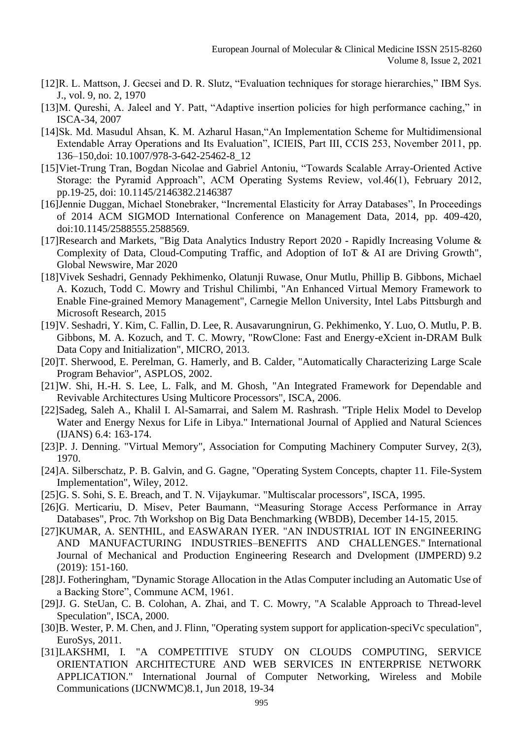[12]R. L. Mattson, J. Gecsei and D. R. Slutz, "Evaluation techniques for storage hierarchies," IBM Sys. J., vol. 9, no. 2, 1970

[13]M. Qureshi, A. Jaleel and Y. Patt, "Adaptive insertion policies for high performance caching," in ISCA-34, 2007

[14]Sk. Md. Masudul Ahsan, K. M. Azharul Hasan,"An Implementation Scheme for Multidimensional Extendable Array Operations and Its Evaluation", ICIEIS, Part III, CCIS 253, November 2011, pp. 136–150,doi: 10.1007/978-3-642-25462-8_12

[15]Viet-Trung Tran, Bogdan Nicolae and Gabriel Antoniu, "Towards Scalable Array-Oriented Active Storage: the Pyramid Approach", ACM Operating Systems Review, vol.46(1), February 2012, pp.19-25, doi: 10.1145/2146382.2146387

[16]Jennie Duggan, Michael Stonebraker, "Incremental Elasticity for Array Databases", In Proceedings of 2014 ACM SIGMOD International Conference on Management Data, 2014, pp. 409-420, doi:10.1145/2588555.2588569.

[17]Research and Markets, "Big Data Analytics Industry Report 2020 - Rapidly Increasing Volume & Complexity of Data, Cloud-Computing Traffic, and Adoption of IoT & AI are Driving Growth", Global Newswire, Mar 2020

[18]Vivek Seshadri, Gennady Pekhimenko, Olatunji Ruwase, Onur Mutlu, Phillip B. Gibbons, Michael A. Kozuch, Todd C. Mowry and Trishul Chilimbi, "An Enhanced Virtual Memory Framework to Enable Fine-grained Memory Management", Carnegie Mellon University, Intel Labs Pittsburgh and Microsoft Research, 2015

[19]V. Seshadri, Y. Kim, C. Fallin, D. Lee, R. Ausavarungnirun, G. Pekhimenko, Y. Luo, O. Mutlu, P. B. Gibbons, M. A. Kozuch, and T. C. Mowry, "RowClone: Fast and Energy-eXcient in-DRAM Bulk Data Copy and Initialization", MICRO, 2013.

[20]T. Sherwood, E. Perelman, G. Hamerly, and B. Calder, "Automatically Characterizing Large Scale Program Behavior", ASPLOS, 2002.

[21]W. Shi, H.-H. S. Lee, L. Falk, and M. Ghosh, "An Integrated Framework for Dependable and Revivable Architectures Using Multicore Processors", ISCA, 2006.

[22]Sadeg, Saleh A., Khalil I. Al-Samarrai, and Salem M. Rashrash. "Triple Helix Model to Develop Water and Energy Nexus for Life in Libya." International Journal of Applied and Natural Sciences (IJANS) 6.4: 163-174.

[23]P. J. Denning. "Virtual Memory", Association for Computing Machinery Computer Survey, 2(3), 1970.

[24]A. Silberschatz, P. B. Galvin, and G. Gagne, "Operating System Concepts, chapter 11. File-System Implementation", Wiley, 2012.

[25]G. S. Sohi, S. E. Breach, and T. N. Vijaykumar. "Multiscalar processors", ISCA, 1995.

[26]G. Merticariu, D. Misev, Peter Baumann, "Measuring Storage Access Performance in Array Databases", Proc. 7th Workshop on Big Data Benchmarking (WBDB), December 14-15, 2015.

[27]KUMAR, A. SENTHIL, and EASWARAN IYER. "AN INDUSTRIAL IOT IN ENGINEERING AND MANUFACTURING INDUSTRIES–BENEFITS AND CHALLENGES." International Journal of Mechanical and Production Engineering Research and Dvelopment (IJMPERD) 9.2 (2019): 151-160.

[28]J. Fotheringham, "Dynamic Storage Allocation in the Atlas Computer including an Automatic Use of a Backing Store", Commune ACM, 1961.

[29]J. G. SteUan, C. B. Colohan, A. Zhai, and T. C. Mowry, "A Scalable Approach to Thread-level Speculation", ISCA, 2000.

[30]B. Wester, P. M. Chen, and J. Flinn, "Operating system support for application-speciVc speculation", EuroSys, 2011.

[31]LAKSHMI, I. "A COMPETITIVE STUDY ON CLOUDS COMPUTING, SERVICE ORIENTATION ARCHITECTURE AND WEB SERVICES IN ENTERPRISE NETWORK APPLICATION." International Journal of Computer Networking, Wireless and Mobile Communications (IJCNWMC)8.1, Jun 2018, 19-34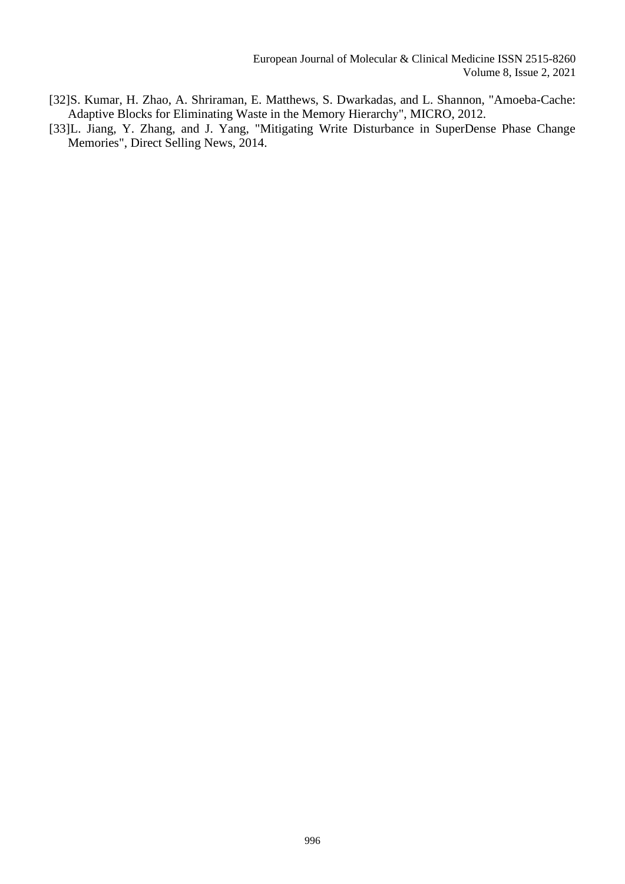[32]S. Kumar, H. Zhao, A. Shriraman, E. Matthews, S. Dwarkadas, and L. Shannon, "Amoeba-Cache: Adaptive Blocks for Eliminating Waste in the Memory Hierarchy", MICRO, 2012.

[33]L. Jiang, Y. Zhang, and J. Yang, "Mitigating Write Disturbance in SuperDense Phase Change Memories", Direct Selling News, 2014.